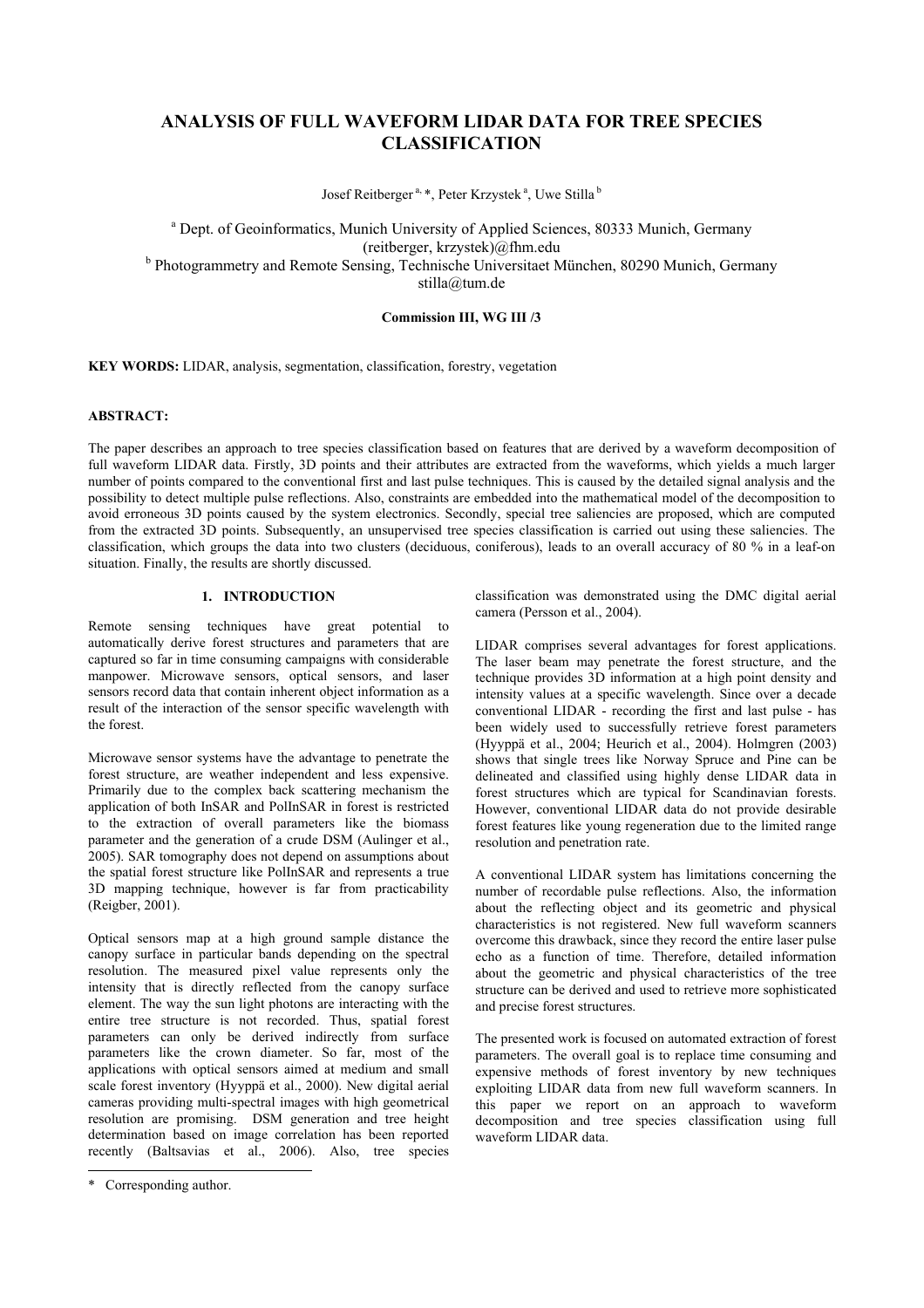# ANALYSIS OF FULL WAVEFORM LIDAR DATA FOR TREE SPECIES CLASSIFICATION

Josef Reitberger [a, *], Peter Krzystek [a], Uwe Stilla [b]

[a] Dept. of Geoinformatics, Munich University of Applied Sciences, 80333 Munich, Germany
(reitberger, krzystek)@fhm.edu
[b] Photogrammetry and Remote Sensing, Technische Universitaet München, 80290 Munich, Germany
stilla@tum.de

**Commission III, WG III /3**

**KEY WORDS:** LIDAR, analysis, segmentation, classification, forestry, vegetation

**ABSTRACT:**

The paper describes an approach to tree species classification based on features that are derived by a waveform decomposition of full waveform LIDAR data. Firstly, 3D points and their attributes are extracted from the waveforms, which yields a much larger number of points compared to the conventional first and last pulse techniques. This is caused by the detailed signal analysis and the possibility to detect multiple pulse reflections. Also, constraints are embedded into the mathematical model of the decomposition to avoid erroneous 3D points caused by the system electronics. Secondly, special tree saliencies are proposed, which are computed from the extracted 3D points. Subsequently, an unsupervised tree species classification is carried out using these saliencies. The classification, which groups the data into two clusters (deciduous, coniferous), leads to an overall accuracy of 80 % in a leaf-on situation. Finally, the results are shortly discussed.

## 1. INTRODUCTION

Remote sensing techniques have great potential to automatically derive forest structures and parameters that are captured so far in time consuming campaigns with considerable manpower. Microwave sensors, optical sensors, and laser sensors record data that contain inherent object information as a result of the interaction of the sensor specific wavelength with the forest.

Microwave sensor systems have the advantage to penetrate the forest structure, are weather independent and less expensive. Primarily due to the complex back scattering mechanism the application of both InSAR and PolInSAR in forest is restricted to the extraction of overall parameters like the biomass parameter and the generation of a crude DSM (Aulinger et al., 2005). SAR tomography does not depend on assumptions about the spatial forest structure like PolInSAR and represents a true 3D mapping technique, however is far from practicability (Reigber, 2001).

Optical sensors map at a high ground sample distance the canopy surface in particular bands depending on the spectral resolution. The measured pixel value represents only the intensity that is directly reflected from the canopy surface element. The way the sun light photons are interacting with the entire tree structure is not recorded. Thus, spatial forest parameters can only be derived indirectly from surface parameters like the crown diameter. So far, most of the applications with optical sensors aimed at medium and small scale forest inventory (Hyyppä et al., 2000). New digital aerial cameras providing multi-spectral images with high geometrical resolution are promising. DSM generation and tree height determination based on image correlation has been reported recently (Baltsavias et al., 2006). Also, tree species classification was demonstrated using the DMC digital aerial camera (Persson et al., 2004).

LIDAR comprises several advantages for forest applications. The laser beam may penetrate the forest structure, and the technique provides 3D information at a high point density and intensity values at a specific wavelength. Since over a decade conventional LIDAR - recording the first and last pulse - has been widely used to successfully retrieve forest parameters (Hyyppä et al., 2004; Heurich et al., 2004). Holmgren (2003) shows that single trees like Norway Spruce and Pine can be delineated and classified using highly dense LIDAR data in forest structures which are typical for Scandinavian forests. However, conventional LIDAR data do not provide desirable forest features like young regeneration due to the limited range resolution and penetration rate.

A conventional LIDAR system has limitations concerning the number of recordable pulse reflections. Also, the information about the reflecting object and its geometric and physical characteristics is not registered. New full waveform scanners overcome this drawback, since they record the entire laser pulse echo as a function of time. Therefore, detailed information about the geometric and physical characteristics of the tree structure can be derived and used to retrieve more sophisticated and precise forest structures.

The presented work is focused on automated extraction of forest parameters. The overall goal is to replace time consuming and expensive methods of forest inventory by new techniques exploiting LIDAR data from new full waveform scanners. In this paper we report on an approach to waveform decomposition and tree species classification using full waveform LIDAR data.

\* Corresponding author.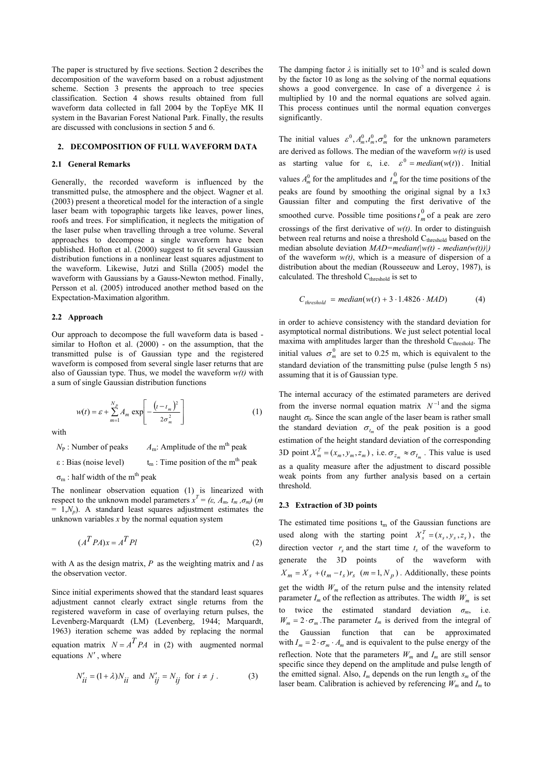The paper is structured by five sections. Section 2 describes the decomposition of the waveform based on a robust adjustment scheme. Section 3 presents the approach to tree species classification. Section 4 shows results obtained from full waveform data collected in fall 2004 by the TopEye MK II system in the Bavarian Forest National Park. Finally, the results are discussed with conclusions in section 5 and 6.

## 2. DECOMPOSITION OF FULL WAVEFORM DATA

### 2.1 General Remarks

Generally, the recorded waveform is influenced by the transmitted pulse, the atmosphere and the object. Wagner et al. (2003) present a theoretical model for the interaction of a single laser beam with topographic targets like leaves, power lines, roofs and trees. For simplification, it neglects the mitigation of the laser pulse when travelling through a tree volume. Several approaches to decompose a single waveform have been published. Hofton et al. (2000) suggest to fit several Gaussian distribution functions in a nonlinear least squares adjustment to the waveform. Likewise, Jutzi and Stilla (2005) model the waveform with Gaussians by a Gauss-Newton method. Finally, Persson et al. (2005) introduced another method based on the Expectation-Maximation algorithm.

### 2.2 Approach

Our approach to decompose the full waveform data is based - similar to Hofton et al. (2000) - on the assumption, that the transmitted pulse is of Gaussian type and the registered waveform is composed from several single laser returns that are also of Gaussian type. Thus, we model the waveform $w(t)$ with a sum of single Gaussian distribution functions

$$w(t) = \varepsilon + \sum_{m=1}^{N_P} A_m \exp\left[-\frac{(t-t_m)^2}{2\sigma_m^2}\right] \tag{1}$$

with

$N_P$ : Number of peaks  $A_m$: Amplitude of the m[th] peak

ε : Bias (noise level)  $t_m$ : Time position of the m[th] peak

$\sigma_m$ : half width of the m[th] peak

The nonlinear observation equation (1) is linearized with respect to the unknown model parameters $x^T = (\varepsilon, A_m, t_m, \sigma_m)$ ($m = 1,N_p$). A standard least squares adjustment estimates the unknown variables $x$ by the normal equation system

$$(A^T PA)x = A^T Pl \tag{2}$$

with A as the design matrix, $P$ as the weighting matrix and $l$ as the observation vector.

Since initial experiments showed that the standard least squares adjustment cannot clearly extract single returns from the registered waveform in case of overlaying return pulses, the Levenberg-Marquardt (LM) (Levenberg, 1944; Marquardt, 1963) iteration scheme was added by replacing the normal equation matrix $N = A^T PA$ in (2) with augmented normal equations $N'$, where

$$N'_{ii} = (1+\lambda)N_{ii} \text{ and } N'_{ij} = N_{ij} \text{ for } i \neq j \,. \tag{3}$$

The damping factor $\lambda$ is initially set to $10^{-3}$ and is scaled down by the factor 10 as long as the solving of the normal equations shows a good convergence. In case of a divergence $\lambda$ is multiplied by 10 and the normal equations are solved again. This process continues until the normal equation converges significantly.

The initial values $\varepsilon^0, A_m^0, t_m^0, \sigma_m^0$ for the unknown parameters are derived as follows. The median of the waveform $w(t)$ is used as starting value for ε, i.e. $\varepsilon^0 = median(w(t))$. Initial values $A_m^0$ for the amplitudes and $t_m^0$ for the time positions of the peaks are found by smoothing the original signal by a 1x3 Gaussian filter and computing the first derivative of the smoothed curve. Possible time positions $t_m^0$ of a peak are zero crossings of the first derivative of $w(t)$. In order to distinguish between real returns and noise a threshold $C_{threshold}$ based on the median absolute deviation $MAD=median(|w(t) - median(w(t))|)$ of the waveform $w(t)$, which is a measure of dispersion of a distribution about the median (Rousseeuw and Leroy, 1987), is calculated. The threshold $C_{threshold}$ is set to

$$C_{threshold} = median(w(t) + 3 \cdot 1.4826 \cdot MAD) \tag{4}$$

in order to achieve consistency with the standard deviation for asymptotical normal distributions. We just select potential local maxima with amplitudes larger than the threshold $C_{threshold}$. The initial values $\sigma_m^0$ are set to 0.25 m, which is equivalent to the standard deviation of the transmitting pulse (pulse length 5 ns) assuming that it is of Gaussian type.

The internal accuracy of the estimated parameters are derived from the inverse normal equation matrix $N^{-1}$ and the sigma naught $\sigma_0$. Since the scan angle of the laser beam is rather small the standard deviation $\sigma_{t_m}$ of the peak position is a good estimation of the height standard deviation of the corresponding 3D point $X_m^T = (x_m, y_m, z_m)$, i.e. $\sigma_{z_m} \approx \sigma_{t_m}$. This value is used as a quality measure after the adjustment to discard possible weak points from any further analysis based on a certain threshold.

### 2.3 Extraction of 3D points

The estimated time positions $t_m$ of the Gaussian functions are used along with the starting point $X_s^T = (x_s, y_s, z_s)$, the direction vector $r_s$ and the start time $t_s$ of the waveform to generate the 3D points of the waveform with $X_m = X_s + (t_m - t_s)r_s \ \ (m = 1, N_p)$. Additionally, these points get the width $W_m$ of the return pulse and the intensity related parameter $I_m$ of the reflection as attributes. The width $W_m$ is set to twice the estimated standard deviation $\sigma_m$, i.e. $W_m = 2 \cdot \sigma_m$. The parameter $I_m$ is derived from the integral of the Gaussian function that can be approximated with $I_m = 2 \cdot \sigma_m \cdot A_m$ and is equivalent to the pulse energy of the reflection. Note that the parameters $W_m$ and $I_m$ are still sensor specific since they depend on the amplitude and pulse length of the emitted signal. Also, $I_m$ depends on the run length $s_m$ of the laser beam. Calibration is achieved by referencing $W_m$ and $I_m$ to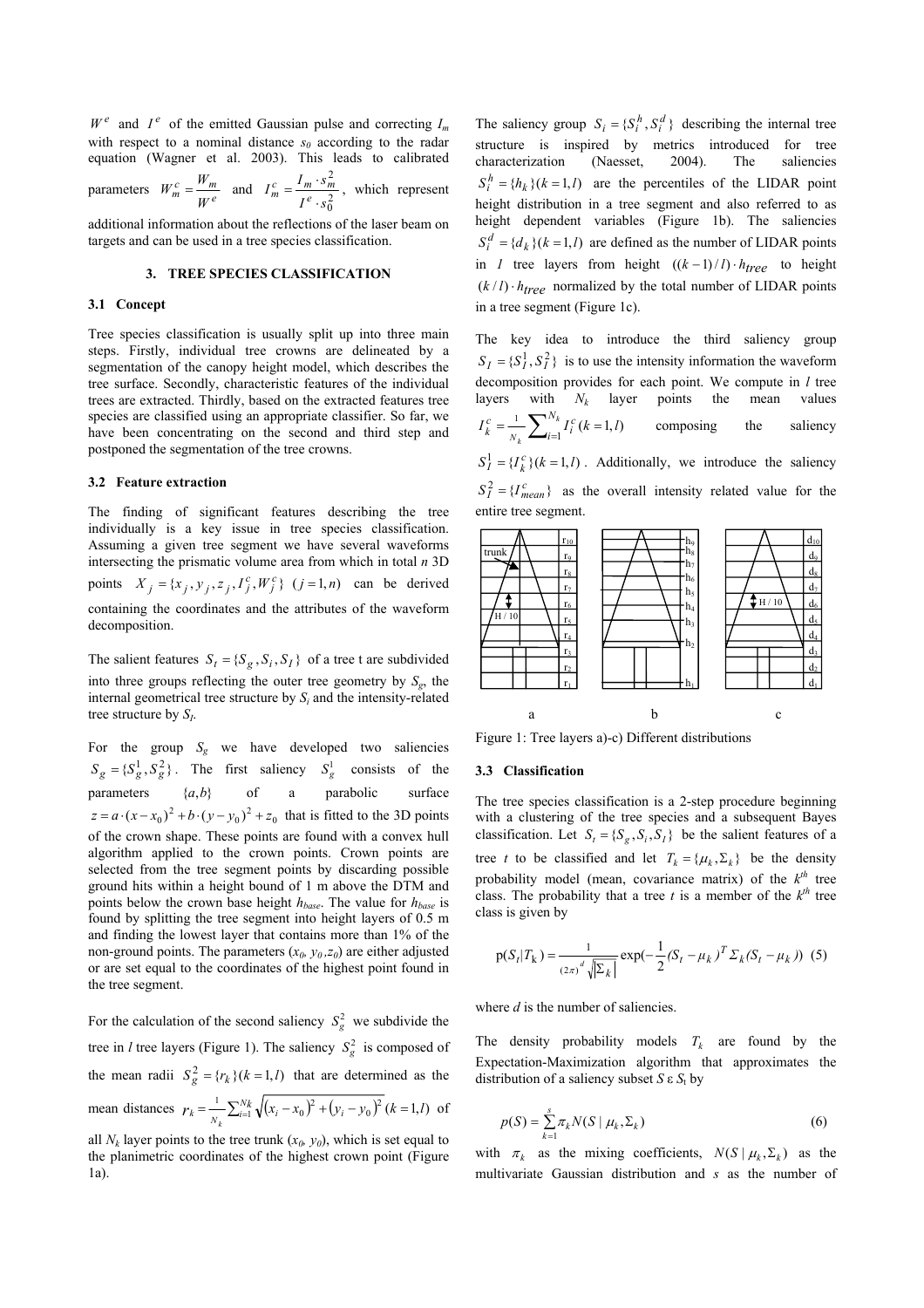$W^e$ and $I^e$ of the emitted Gaussian pulse and correcting $I_m$ with respect to a nominal distance $s_0$ according to the radar equation (Wagner et al. 2003). This leads to calibrated parameters $W_m^c = \frac{W_m}{W^e}$ and $I_m^c = \frac{I_m \cdot s_m^2}{I^e \cdot s_0^2}$, which represent additional information about the reflections of the laser beam on targets and can be used in a tree species classification.

## 3. TREE SPECIES CLASSIFICATION

### 3.1 Concept

Tree species classification is usually split up into three main steps. Firstly, individual tree crowns are delineated by a segmentation of the canopy height model, which describes the tree surface. Secondly, characteristic features of the individual trees are extracted. Thirdly, based on the extracted features tree species are classified using an appropriate classifier. So far, we have been concentrating on the second and third step and postponed the segmentation of the tree crowns.

### 3.2 Feature extraction

The finding of significant features describing the tree individually is a key issue in tree species classification. Assuming a given tree segment we have several waveforms intersecting the prismatic volume area from which in total $n$ 3D points $X_j = \{x_j, y_j, z_j, I_j^c, W_j^c\}$ $(j = 1, n)$ can be derived containing the coordinates and the attributes of the waveform decomposition.

The salient features $S_t = \{S_g, S_i, S_I\}$ of a tree t are subdivided into three groups reflecting the outer tree geometry by $S_g$, the internal geometrical tree structure by $S_i$ and the intensity-related tree structure by $S_I$.

For the group $S_g$ we have developed two saliencies $S_g = \{S_g^1, S_g^2\}$. The first saliency $S_g^1$ consists of the parameters $\{a, b\}$ of a parabolic surface $z = a \cdot (x - x_0)^2 + b \cdot (y - y_0)^2 + z_0$ that is fitted to the 3D points of the crown shape. These points are found with a convex hull algorithm applied to the crown points. Crown points are selected from the tree segment points by discarding possible ground hits within a height bound of 1 m above the DTM and points below the crown base height $h_{base}$. The value for $h_{base}$ is found by splitting the tree segment into height layers of 0.5 m and finding the lowest layer that contains more than 1% of the non-ground points. The parameters $(x_0, y_0, z_0)$ are either adjusted or are set equal to the coordinates of the highest point found in the tree segment.

For the calculation of the second saliency $S_g^2$ we subdivide the tree in $l$ tree layers (Figure 1). The saliency $S_g^2$ is composed of the mean radii $S_g^2 = \{r_k\} (k = 1, l)$ that are determined as the mean distances $r_k = \frac{1}{N_k} \sum_{i=1}^{N_k} \sqrt{(x_i - x_0)^2 + (y_i - y_0)^2}$ $(k = 1, l)$ of all $N_k$ layer points to the tree trunk $(x_0, y_0)$, which is set equal to the planimetric coordinates of the highest crown point (Figure 1a).

The saliency group $S_i = \{S_i^h, S_i^d\}$ describing the internal tree structure is inspired by metrics introduced for tree characterization (Naesset, 2004). The saliencies $S_i^h = \{h_k\} (k = 1, l)$ are the percentiles of the LIDAR point height distribution in a tree segment and also referred to as height dependent variables (Figure 1b). The saliencies $S_i^d = \{d_k\} (k = 1, l)$ are defined as the number of LIDAR points in $l$ tree layers from height $((k-1)/l) \cdot h_{tree}$ to height $(k/l) \cdot h_{tree}$ normalized by the total number of LIDAR points in a tree segment (Figure 1c).

The key idea to introduce the third saliency group $S_I = \{S_I^1, S_I^2\}$ is to use the intensity information the waveform decomposition provides for each point. We compute in $l$ tree layers with $N_k$ layer points the mean values $I_k^c = \frac{1}{N_k} \sum_{i=1}^{N_k} I_i^c \, (k = 1, l)$ composing the saliency $S_I^1 = \{I_k^c\} (k = 1, l)$. Additionally, we introduce the saliency $S_I^2 = \{I_{mean}^c\}$ as the overall intensity related value for the entire tree segment.

Figure 1: Tree layers a)-c) Different distributions

### 3.3 Classification

The tree species classification is a 2-step procedure beginning with a clustering of the tree species and a subsequent Bayes classification. Let $S_t = \{S_g, S_i, S_I\}$ be the salient features of a tree $t$ to be classified and let $T_k = \{\mu_k, \Sigma_k\}$ be the density probability model (mean, covariance matrix) of the $k^{th}$ tree class. The probability that a tree $t$ is a member of the $k^{th}$ tree class is given by

$$\mathrm{p}(S_t | T_k) = \frac{1}{(2\pi)^d \sqrt{|\Sigma_k|}} \exp\left(-\frac{1}{2}(S_t - \mu_k)^T \Sigma_k (S_t - \mu_k)\right) \quad (5)$$

where $d$ is the number of saliencies.

The density probability models $T_k$ are found by the Expectation-Maximization algorithm that approximates the distribution of a saliency subset $S$ ε $S_t$ by

$$p(S) = \sum_{k=1}^{s} \pi_k N(S \mid \mu_k, \Sigma_k) \quad (6)$$

with $\pi_k$ as the mixing coefficients, $N(S \mid \mu_k, \Sigma_k)$ as the multivariate Gaussian distribution and $s$ as the number of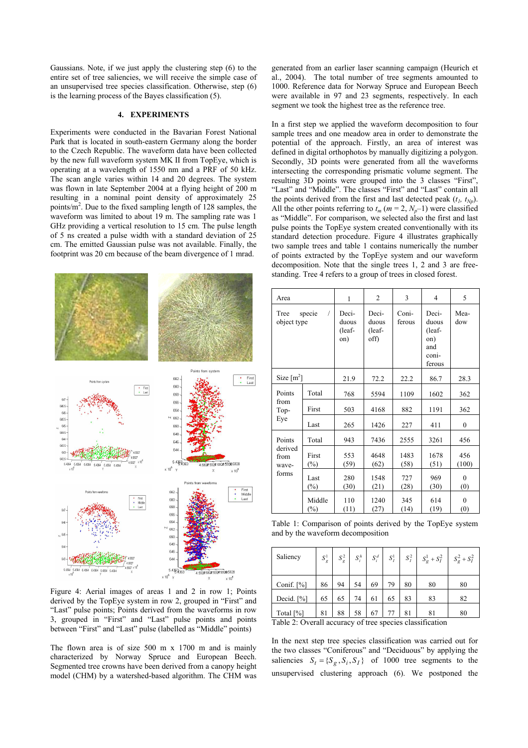Gaussians. Note, if we just apply the clustering step (6) to the entire set of tree saliencies, we will receive the simple case of an unsupervised tree species classification. Otherwise, step (6) is the learning process of the Bayes classification (5).

## 4. EXPERIMENTS

Experiments were conducted in the Bavarian Forest National Park that is located in south-eastern Germany along the border to the Czech Republic. The waveform data have been collected by the new full waveform system MK II from TopEye, which is operating at a wavelength of 1550 nm and a PRF of 50 kHz. The scan angle varies within 14 and 20 degrees. The system was flown in late September 2004 at a flying height of 200 m resulting in a nominal point density of approximately 25 points/m$^2$. Due to the fixed sampling length of 128 samples, the waveform was limited to about 19 m. The sampling rate was 1 GHz providing a vertical resolution to 15 cm. The pulse length of 5 ns created a pulse width with a standard deviation of 25 cm. The emitted Gaussian pulse was not available. Finally, the footprint was 20 cm because of the beam divergence of 1 mrad.

Figure 4: Aerial images of areas 1 and 2 in row 1; Points derived by the TopEye system in row 2, grouped in "First" and "Last" pulse points; Points derived from the waveforms in row 3, grouped in "First" and "Last" pulse points and points between "First" and "Last" pulse (labelled as "Middle" points)

The flown area is of size 500 m x 1700 m and is mainly characterized by Norway Spruce and European Beech. Segmented tree crowns have been derived from a canopy height model (CHM) by a watershed-based algorithm. The CHM was generated from an earlier laser scanning campaign (Heurich et al., 2004). The total number of tree segments amounted to 1000. Reference data for Norway Spruce and European Beech were available in 97 and 23 segments, respectively. In each segment we took the highest tree as the reference tree.

In a first step we applied the waveform decomposition to four sample trees and one meadow area in order to demonstrate the potential of the approach. Firstly, an area of interest was defined in digital orthophotos by manually digitizing a polygon. Secondly, 3D points were generated from all the waveforms intersecting the corresponding prismatic volume segment. The resulting 3D points were grouped into the 3 classes "First", "Last" and "Middle". The classes "First" and "Last" contain all the points derived from the first and last detected peak ($t_1$, $t_{N_p}$). All the other points referring to $t_m$ ($m = 2, N_p$–1) were classified as "Middle". For comparison, we selected also the first and last pulse points the TopEye system created conventionally with its standard detection procedure. Figure 4 illustrates graphically two sample trees and table 1 contains numerically the number of points extracted by the TopEye system and our waveform decomposition. Note that the single trees 1, 2 and 3 are free-standing. Tree 4 refers to a group of trees in closed forest.

| Area | | 1 | 2 | 3 | 4 | 5 |
|---|---|---|---|---|---|---|
| Tree specie / object type | | Deciduous (leaf-on) | Deciduous (leaf-off) | Coniferous | Deciduous (leaf-on) and coniferous | Meadow |
| Size [m$^2$] | | 21.9 | 72.2 | 22.2 | 86.7 | 28.3 |
| Points from TopEye | Total | 768 | 5594 | 1109 | 1602 | 362 |
| | First | 503 | 4168 | 882 | 1191 | 362 |
| | Last | 265 | 1426 | 227 | 411 | 0 |
| Points derived from waveforms | Total | 943 | 7436 | 2555 | 3261 | 456 |
| | First (%) | 553 (59) | 4648 (62) | 1483 (58) | 1678 (51) | 456 (100) |
| | Last (%) | 280 (30) | 1548 (21) | 727 (28) | 969 (30) | 0 (0) |
| | Middle (%) | 110 (11) | 1240 (27) | 345 (14) | 614 (19) | 0 (0) |

Table 1: Comparison of points derived by the TopEye system and by the waveform decomposition

| Saliency | $S_g^1$ | $S_g^2$ | $S_i^h$ | $S_i^d$ | $S_I^1$ | $S_I^2$ | $S_g^1 + S_I^2$ | $S_g^2 + S_I^2$ |
|---|---|---|---|---|---|---|---|---|
| Conif. [%] | 86 | 94 | 54 | 69 | 79 | 80 | 80 | 80 |
| Decid. [%] | 65 | 65 | 74 | 61 | 65 | 83 | 83 | 82 |
| Total [%] | 81 | 88 | 58 | 67 | 77 | 81 | 81 | 80 |

Table 2: Overall accuracy of tree species classification

In the next step tree species classification was carried out for the two classes "Coniferous" and "Deciduous" by applying the saliencies $S_t = \{S_g, S_i, S_I\}$ of 1000 tree segments to the unsupervised clustering approach (6). We postponed the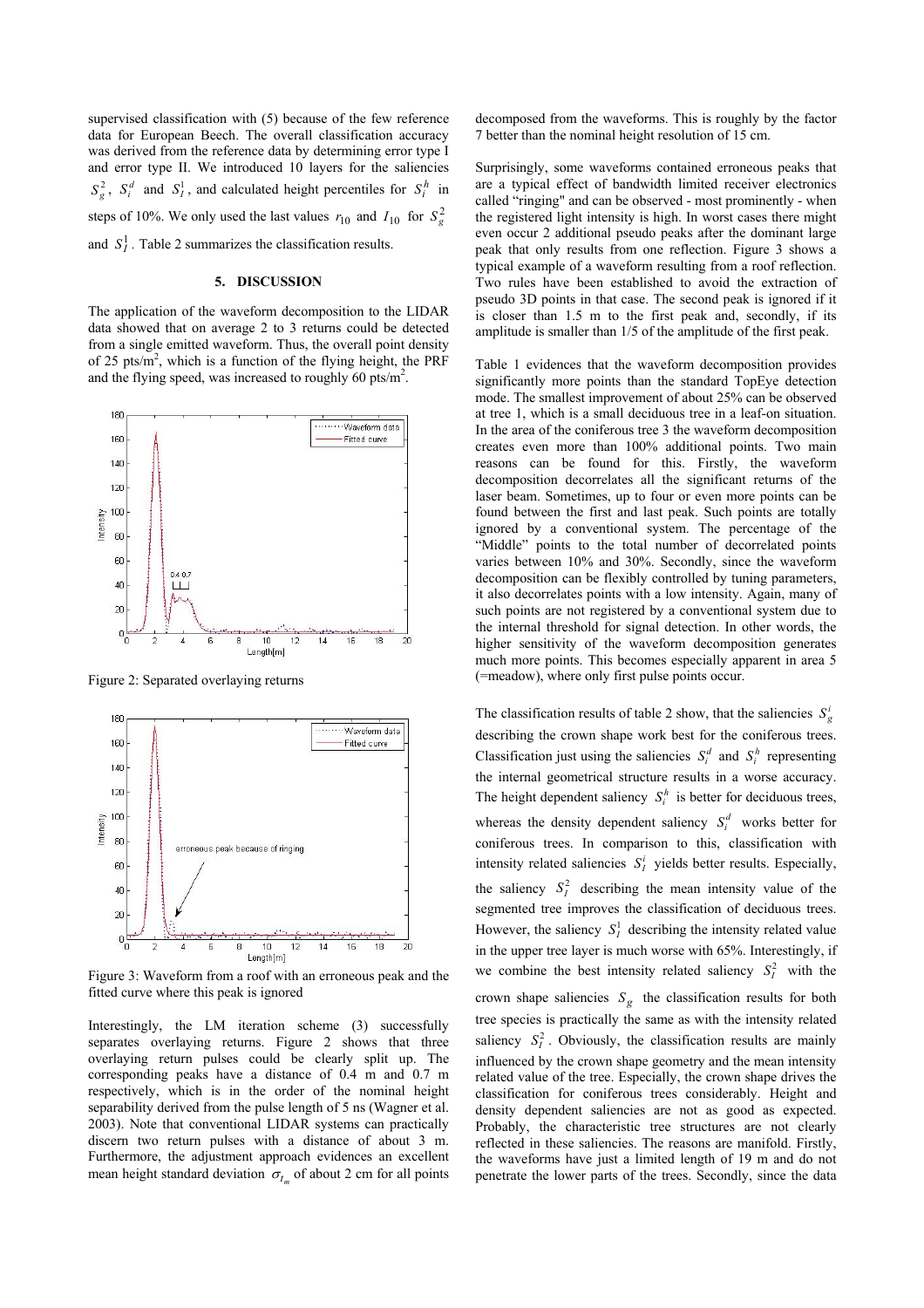supervised classification with (5) because of the few reference data for European Beech. The overall classification accuracy was derived from the reference data by determining error type I and error type II. We introduced 10 layers for the saliencies $S_g^2$, $S_i^d$ and $S_I^1$, and calculated height percentiles for $S_i^h$ in steps of 10%. We only used the last values $r_{10}$ and $I_{10}$ for $S_g^2$ and $S_I^1$. Table 2 summarizes the classification results.

## 5. DISCUSSION

The application of the waveform decomposition to the LIDAR data showed that on average 2 to 3 returns could be detected from a single emitted waveform. Thus, the overall point density of 25 pts/m$^2$, which is a function of the flying height, the PRF and the flying speed, was increased to roughly 60 pts/m$^2$.

Figure 2: Separated overlaying returns

Figure 3: Waveform from a roof with an erroneous peak and the fitted curve where this peak is ignored

Interestingly, the LM iteration scheme (3) successfully separates overlaying returns. Figure 2 shows that three overlaying return pulses could be clearly split up. The corresponding peaks have a distance of 0.4 m and 0.7 m respectively, which is in the order of the nominal height separability derived from the pulse length of 5 ns (Wagner et al. 2003). Note that conventional LIDAR systems can practically discern two return pulses with a distance of about 3 m. Furthermore, the adjustment approach evidences an excellent mean height standard deviation $\sigma_{t_m}$ of about 2 cm for all points decomposed from the waveforms. This is roughly by the factor 7 better than the nominal height resolution of 15 cm.

Surprisingly, some waveforms contained erroneous peaks that are a typical effect of bandwidth limited receiver electronics called "ringing" and can be observed - most prominently - when the registered light intensity is high. In worst cases there might even occur 2 additional pseudo peaks after the dominant large peak that only results from one reflection. Figure 3 shows a typical example of a waveform resulting from a roof reflection. Two rules have been established to avoid the extraction of pseudo 3D points in that case. The second peak is ignored if it is closer than 1.5 m to the first peak and, secondly, if its amplitude is smaller than 1/5 of the amplitude of the first peak.

Table 1 evidences that the waveform decomposition provides significantly more points than the standard TopEye detection mode. The smallest improvement of about 25% can be observed at tree 1, which is a small deciduous tree in a leaf-on situation. In the area of the coniferous tree 3 the waveform decomposition creates even more than 100% additional points. Two main reasons can be found for this. Firstly, the waveform decomposition decorrelates all the significant returns of the laser beam. Sometimes, up to four or even more points can be found between the first and last peak. Such points are totally ignored by a conventional system. The percentage of the "Middle" points to the total number of decorrelated points varies between 10% and 30%. Secondly, since the waveform decomposition can be flexibly controlled by tuning parameters, it also decorrelates points with a low intensity. Again, many of such points are not registered by a conventional system due to the internal threshold for signal detection. In other words, the higher sensitivity of the waveform decomposition generates much more points. This becomes especially apparent in area 5 (=meadow), where only first pulse points occur.

The classification results of table 2 show, that the saliencies $S_g^i$ describing the crown shape work best for the coniferous trees. Classification just using the saliencies $S_i^d$ and $S_i^h$ representing the internal geometrical structure results in a worse accuracy. The height dependent saliency $S_i^h$ is better for deciduous trees, whereas the density dependent saliency $S_i^d$ works better for coniferous trees. In comparison to this, classification with intensity related saliencies $S_I^i$ yields better results. Especially, the saliency $S_I^2$ describing the mean intensity value of the segmented tree improves the classification of deciduous trees. However, the saliency $S_I^1$ describing the intensity related value in the upper tree layer is much worse with 65%. Interestingly, if we combine the best intensity related saliency $S_I^2$ with the crown shape saliencies $S_g$ the classification results for both tree species is practically the same as with the intensity related saliency $S_I^2$. Obviously, the classification results are mainly influenced by the crown shape geometry and the mean intensity related value of the tree. Especially, the crown shape drives the classification for coniferous trees considerably. Height and density dependent saliencies are not as good as expected. Probably, the characteristic tree structures are not clearly reflected in these saliencies. The reasons are manifold. Firstly, the waveforms have just a limited length of 19 m and do not penetrate the lower parts of the trees. Secondly, since the data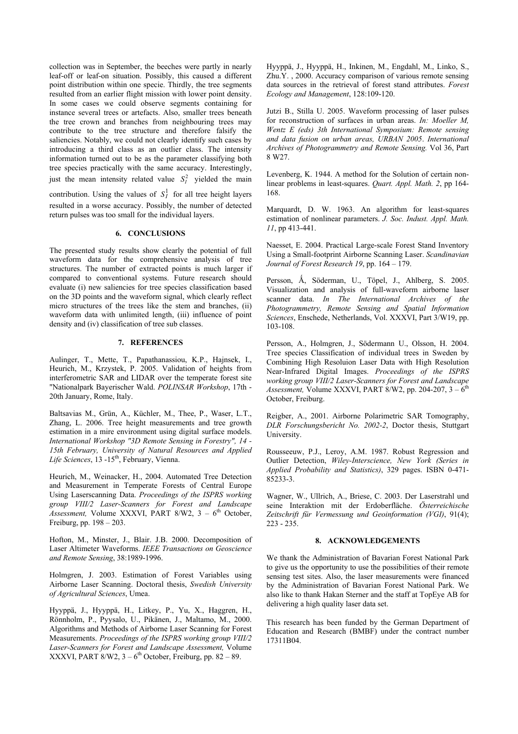collection was in September, the beeches were partly in nearly leaf-off or leaf-on situation. Possibly, this caused a different point distribution within one specie. Thirdly, the tree segments resulted from an earlier flight mission with lower point density. In some cases we could observe segments containing for instance several trees or artefacts. Also, smaller trees beneath the tree crown and branches from neighbouring trees may contribute to the tree structure and therefore falsify the saliencies. Notably, we could not clearly identify such cases by introducing a third class as an outlier class. The intensity information turned out to be as the parameter classifying both tree species practically with the same accuracy. Interestingly, just the mean intensity related value $S_I^2$ yielded the main contribution. Using the values of $S_I^1$ for all tree height layers resulted in a worse accuracy. Possibly, the number of detected return pulses was too small for the individual layers.

## 6. CONCLUSIONS

The presented study results show clearly the potential of full waveform data for the comprehensive analysis of tree structures. The number of extracted points is much larger if compared to conventional systems. Future research should evaluate (i) new saliencies for tree species classification based on the 3D points and the waveform signal, which clearly reflect micro structures of the trees like the stem and branches, (ii) waveform data with unlimited length, (iii) influence of point density and (iv) classification of tree sub classes.

## 7. REFERENCES

Aulinger, T., Mette, T., Papathanassiou, K.P., Hajnsek, I., Heurich, M., Krzystek, P. 2005. Validation of heights from interferometric SAR and LIDAR over the temperate forest site "Nationalpark Bayerischer Wald. *POLINSAR Workshop*, 17th - 20th January, Rome, Italy.

Baltsavias M., Grün, A., Küchler, M., Thee, P., Waser, L.T., Zhang, L. 2006. Tree height measurements and tree growth estimation in a mire environment using digital surface models. *International Workshop "3D Remote Sensing in Forestry", 14 - 15th February, University of Natural Resources and Applied Life Sciences*, 13 -15th, February, Vienna.

Heurich, M., Weinacker, H., 2004. Automated Tree Detection and Measurement in Temperate Forests of Central Europe Using Laserscanning Data. *Proceedings of the ISPRS working group VIII/2 Laser-Scanners for Forest and Landscape Assessment,* Volume XXXVI, PART 8/W2, 3 – 6th October, Freiburg, pp. 198 – 203.

Hofton, M., Minster, J., Blair. J.B. 2000. Decomposition of Laser Altimeter Waveforms. *IEEE Transactions on Geoscience and Remote Sensing*, 38:1989-1996.

Holmgren, J. 2003. Estimation of Forest Variables using Airborne Laser Scanning. Doctoral thesis, *Swedish University of Agricultural Sciences*, Umea.

Hyyppä, J., Hyyppä, H., Litkey, P., Yu, X., Haggren, H., Rönnholm, P., Pyysalo, U., Pikänen, J., Maltamo, M., 2000. Algorithms and Methods of Airborne Laser Scanning for Forest Measurements. *Proceedings of the ISPRS working group VIII/2 Laser-Scanners for Forest and Landscape Assessment,* Volume XXXVI, PART 8/W2, 3 – 6th October, Freiburg, pp. 82 – 89.

Hyyppä, J., Hyyppä, H., Inkinen, M., Engdahl, M., Linko, S., Zhu.Y. , 2000. Accuracy comparison of various remote sensing data sources in the retrieval of forest stand attributes. *Forest Ecology and Management*, 128:109-120.

Jutzi B., Stilla U. 2005. Waveform processing of laser pulses for reconstruction of surfaces in urban areas. *In: Moeller M, Wentz E (eds) 3th International Symposium: Remote sensing and data fusion on urban areas, URBAN 2005*. *International Archives of Photogrammetry and Remote Sensing.* Vol 36, Part 8 W27.

Levenberg, K. 1944. A method for the Solution of certain non-linear problems in least-squares. *Quart. Appl. Math. 2*, pp 164-168.

Marquardt, D. W. 1963. An algorithm for least-squares estimation of nonlinear parameters. *J. Soc. Indust. Appl. Math. 11*, pp 413-441.

Naesset, E. 2004. Practical Large-scale Forest Stand Inventory Using a Small-footprint Airborne Scanning Laser. *Scandinavian Journal of Forest Research 19*, pp. 164 – 179.

Persson, Å, Söderman, U., Töpel, J., Ahlberg, S. 2005. Visualization and analysis of full-waveform airborne laser scanner data. *In The International Archives of the Photogrammetry, Remote Sensing and Spatial Information Sciences*, Enschede, Netherlands, Vol. XXXVI, Part 3/W19, pp. 103-108.

Persson, A., Holmgren, J., Södermann U., Olsson, H. 2004. Tree species Classification of individual trees in Sweden by Combining High Resoluion Laser Data with High Resolution Near-Infrared Digital Images. *Proceedings of the ISPRS working group VIII/2 Laser-Scanners for Forest and Landscape Assessment,* Volume XXXVI, PART 8/W2, pp. 204-207, 3 – 6th October, Freiburg.

Reigber, A., 2001. Airborne Polarimetric SAR Tomography, *DLR Forschungsbericht No. 2002-2*, Doctor thesis, Stuttgart University.

Rousseeuw, P.J., Leroy, A.M. 1987. Robust Regression and Outlier Detection, *Wiley-Interscience, New York (Series in Applied Probability and Statistics)*, 329 pages. ISBN 0-471-85233-3.

Wagner, W., Ullrich, A., Briese, C. 2003. Der Laserstrahl und seine Interaktion mit der Erdoberfläche. *Österreichische Zeitschrift für Vermessung und Geoinformation (VGI)*, 91(4); 223 - 235.

## 8. ACKNOWLEDGEMENTS

We thank the Administration of Bavarian Forest National Park to give us the opportunity to use the possibilities of their remote sensing test sites. Also, the laser measurements were financed by the Administration of Bavarian Forest National Park. We also like to thank Hakan Sterner and the staff at TopEye AB for delivering a high quality laser data set.

This research has been funded by the German Department of Education and Research (BMBF) under the contract number 17311B04.